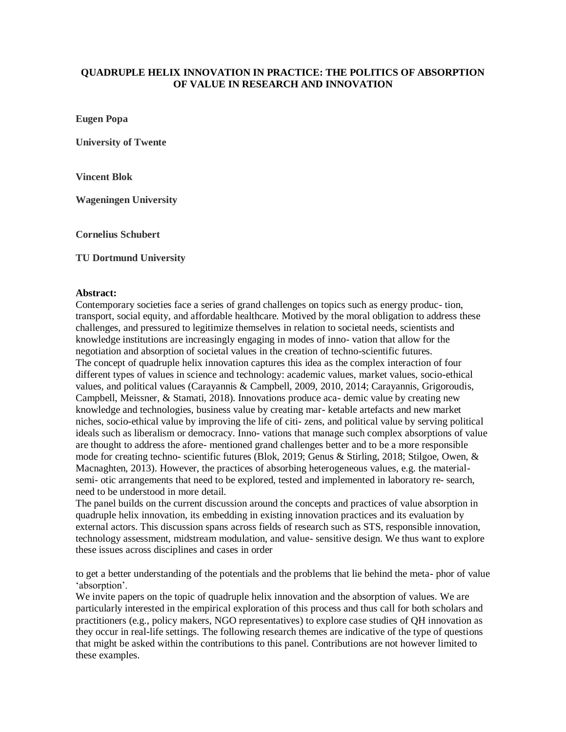# QUADRUPLE HELIX INNOVATION IN PRACTICE: THE POLITICS OF ABSORPTION OF VALUE IN RESEARCH AND INNOVATION

**Eugen Popa**

**University of Twente**

**Vincent Blok**

**Wageningen University**

**Cornelius Schubert**

**TU Dortmund University**

**Abstract:**

Contemporary societies face a series of grand challenges on topics such as energy produc- tion, transport, social equity, and affordable healthcare. Motived by the moral obligation to address these challenges, and pressured to legitimize themselves in relation to societal needs, scientists and knowledge institutions are increasingly engaging in modes of inno- vation that allow for the negotiation and absorption of societal values in the creation of techno-scientific futures.

The concept of quadruple helix innovation captures this idea as the complex interaction of four different types of values in science and technology: academic values, market values, socio-ethical values, and political values (Carayannis & Campbell, 2009, 2010, 2014; Carayannis, Grigoroudis, Campbell, Meissner, & Stamati, 2018). Innovations produce aca- demic value by creating new knowledge and technologies, business value by creating mar- ketable artefacts and new market niches, socio-ethical value by improving the life of citi- zens, and political value by serving political ideals such as liberalism or democracy. Inno- vations that manage such complex absorptions of value are thought to address the afore- mentioned grand challenges better and to be a more responsible mode for creating techno- scientific futures (Blok, 2019; Genus & Stirling, 2018; Stilgoe, Owen, & Macnaghten, 2013). However, the practices of absorbing heterogeneous values, e.g. the material-semi- otic arrangements that need to be explored, tested and implemented in laboratory re- search, need to be understood in more detail.

The panel builds on the current discussion around the concepts and practices of value absorption in quadruple helix innovation, its embedding in existing innovation practices and its evaluation by external actors. This discussion spans across fields of research such as STS, responsible innovation, technology assessment, midstream modulation, and value- sensitive design. We thus want to explore these issues across disciplines and cases in order

to get a better understanding of the potentials and the problems that lie behind the meta- phor of value 'absorption'.

We invite papers on the topic of quadruple helix innovation and the absorption of values. We are particularly interested in the empirical exploration of this process and thus call for both scholars and practitioners (e.g., policy makers, NGO representatives) to explore case studies of QH innovation as they occur in real-life settings. The following research themes are indicative of the type of questions that might be asked within the contributions to this panel. Contributions are not however limited to these examples.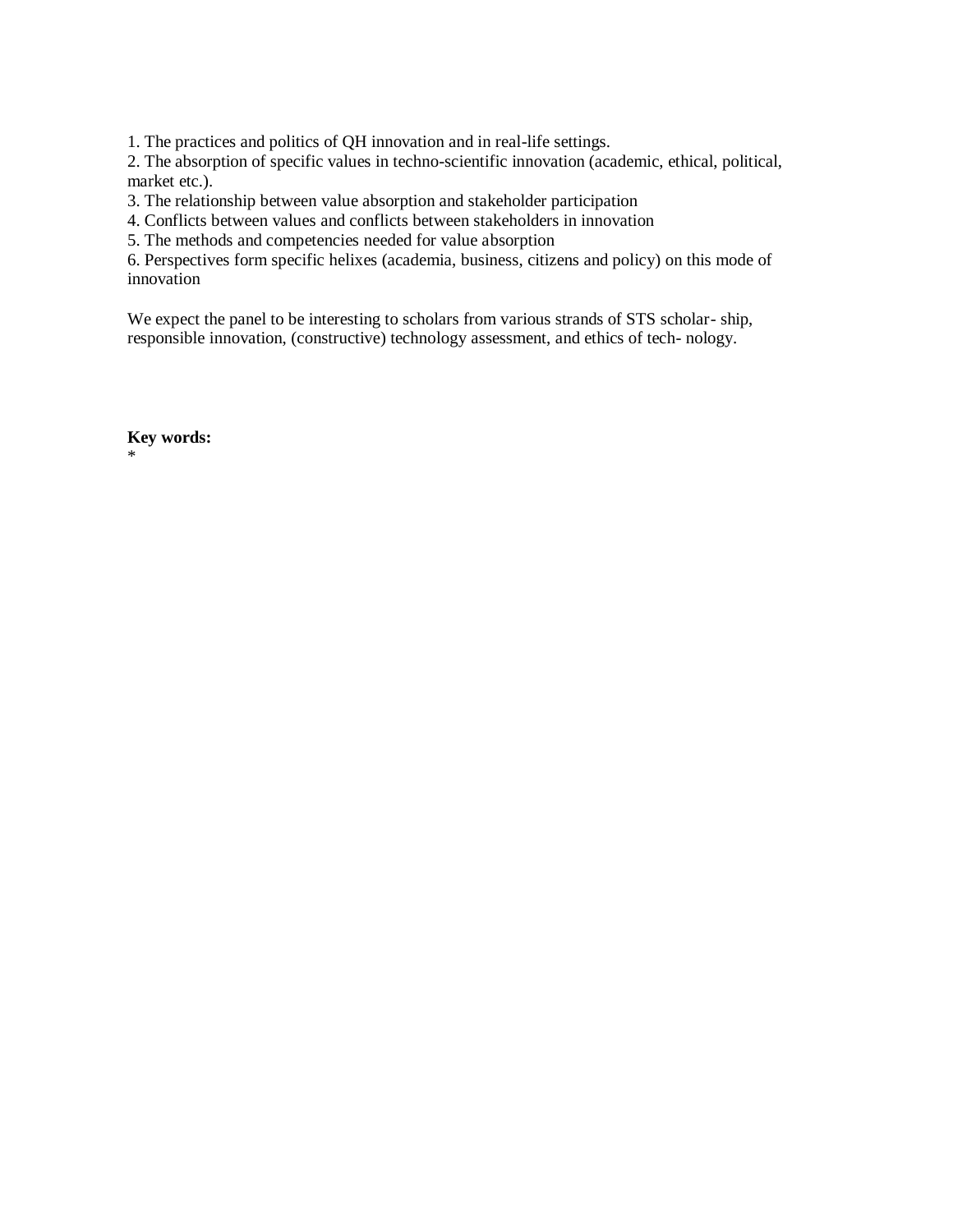1. The practices and politics of QH innovation and in real-life settings.
2. The absorption of specific values in techno-scientific innovation (academic, ethical, political, market etc.).
3. The relationship between value absorption and stakeholder participation
4. Conflicts between values and conflicts between stakeholders in innovation
5. The methods and competencies needed for value absorption
6. Perspectives form specific helixes (academia, business, citizens and policy) on this mode of innovation

We expect the panel to be interesting to scholars from various strands of STS scholar- ship, responsible innovation, (constructive) technology assessment, and ethics of tech- nology.

**Key words:**

*